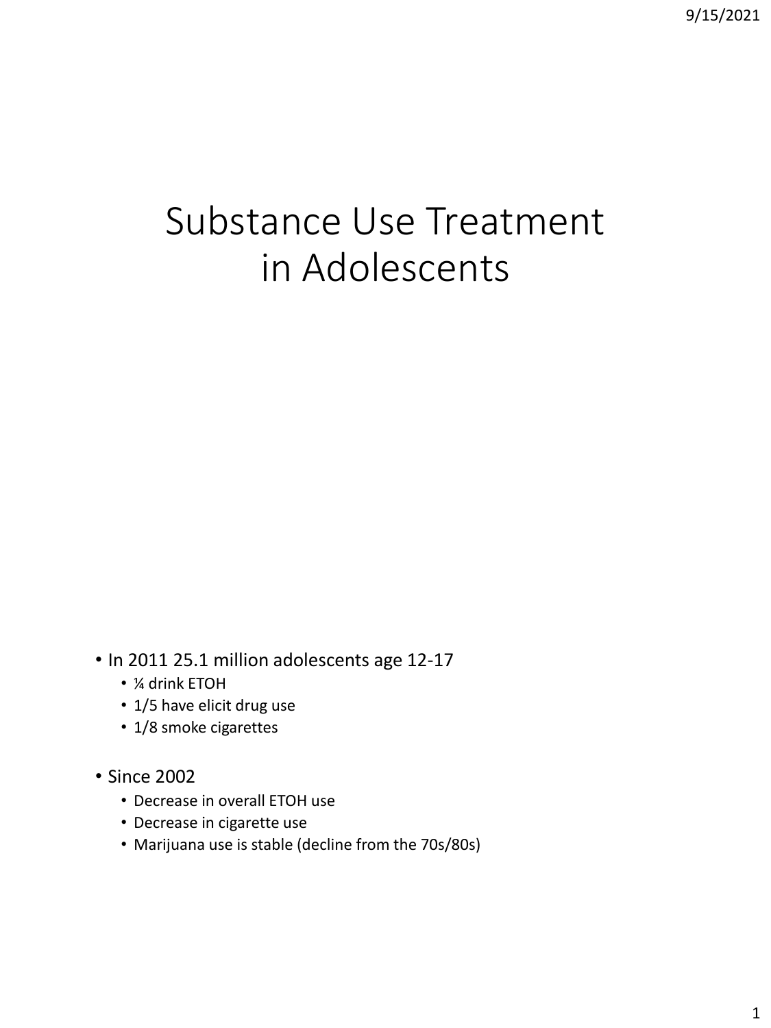# Substance Use Treatment in Adolescents

- In 2011 25.1 million adolescents age 12-17
  - ¼ drink ETOH
  - 1/5 have elicit drug use
  - 1/8 smoke cigarettes
- Since 2002
  - Decrease in overall ETOH use
  - Decrease in cigarette use
  - Marijuana use is stable (decline from the 70s/80s)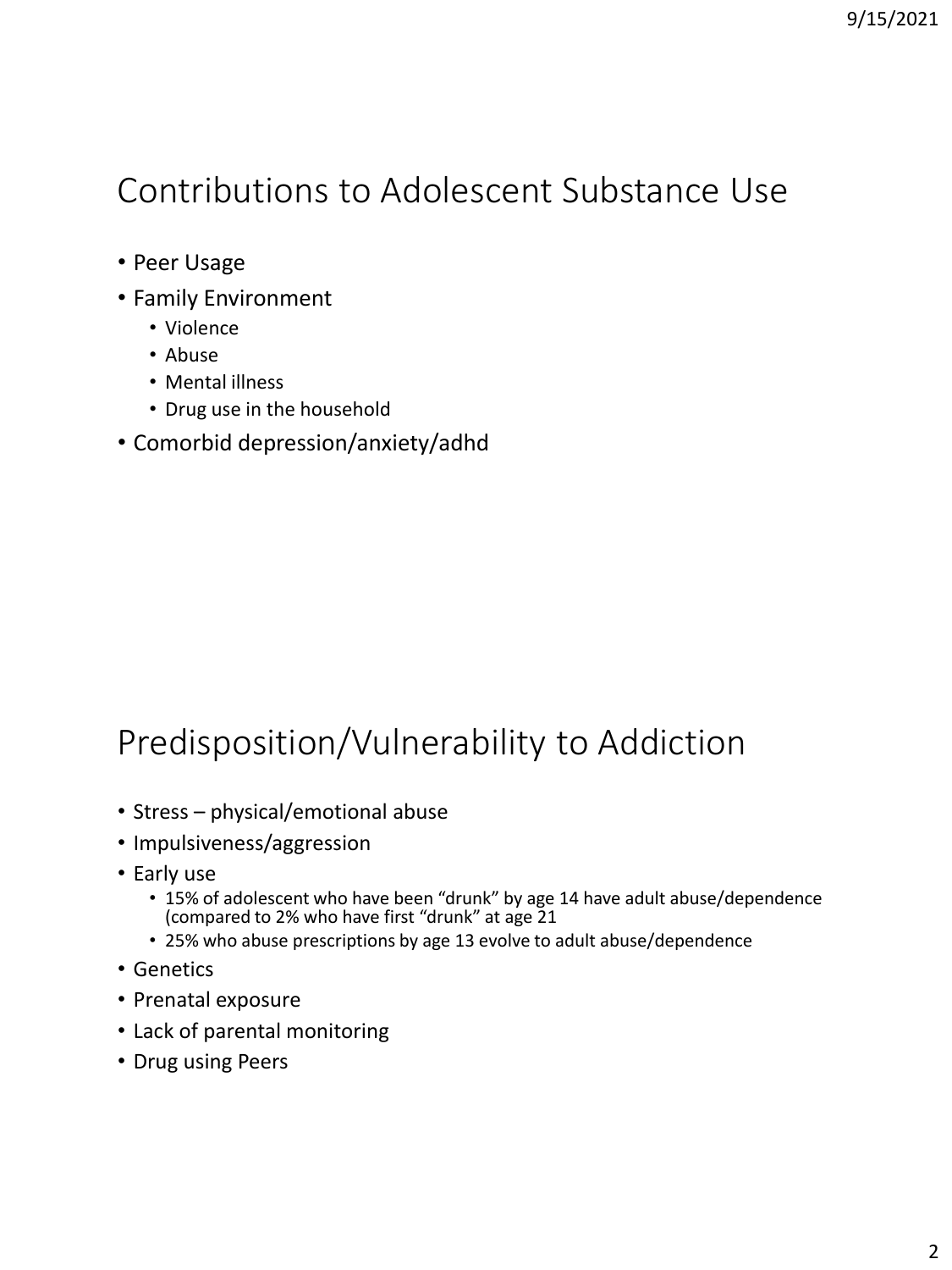## Contributions to Adolescent Substance Use

- Peer Usage
- Family Environment
  - Violence
  - Abuse
  - Mental illness
  - Drug use in the household
- Comorbid depression/anxiety/adhd

## Predisposition/Vulnerability to Addiction

- Stress – physical/emotional abuse
- Impulsiveness/aggression
- Early use
  - 15% of adolescent who have been "drunk" by age 14 have adult abuse/dependence (compared to 2% who have first "drunk" at age 21
  - 25% who abuse prescriptions by age 13 evolve to adult abuse/dependence
- Genetics
- Prenatal exposure
- Lack of parental monitoring
- Drug using Peers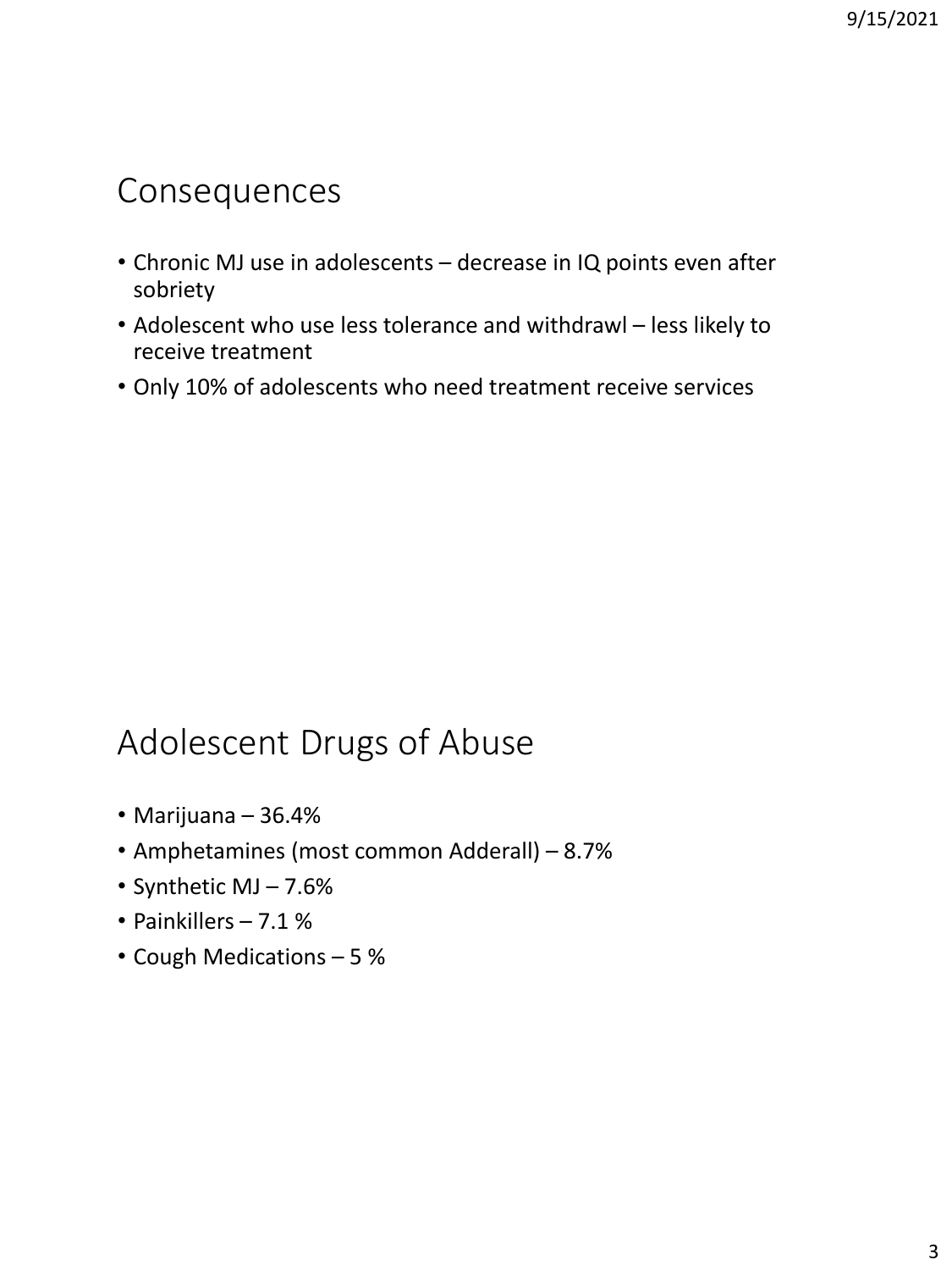## Consequences

- Chronic MJ use in adolescents – decrease in IQ points even after sobriety
- Adolescent who use less tolerance and withdrawl – less likely to receive treatment
- Only 10% of adolescents who need treatment receive services

## Adolescent Drugs of Abuse

- Marijuana – 36.4%
- Amphetamines (most common Adderall) – 8.7%
- Synthetic MJ – 7.6%
- Painkillers – 7.1 %
- Cough Medications – 5 %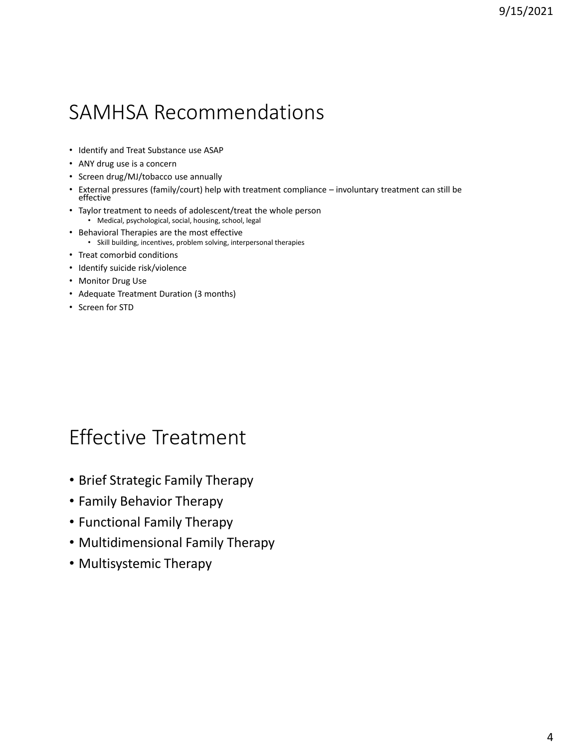## SAMHSA Recommendations

- Identify and Treat Substance use ASAP
- ANY drug use is a concern
- Screen drug/MJ/tobacco use annually
- External pressures (family/court) help with treatment compliance – involuntary treatment can still be effective
- Taylor treatment to needs of adolescent/treat the whole person
  - Medical, psychological, social, housing, school, legal
- Behavioral Therapies are the most effective
  - Skill building, incentives, problem solving, interpersonal therapies
- Treat comorbid conditions
- Identify suicide risk/violence
- Monitor Drug Use
- Adequate Treatment Duration (3 months)
- Screen for STD

## Effective Treatment

- Brief Strategic Family Therapy
- Family Behavior Therapy
- Functional Family Therapy
- Multidimensional Family Therapy
- Multisystemic Therapy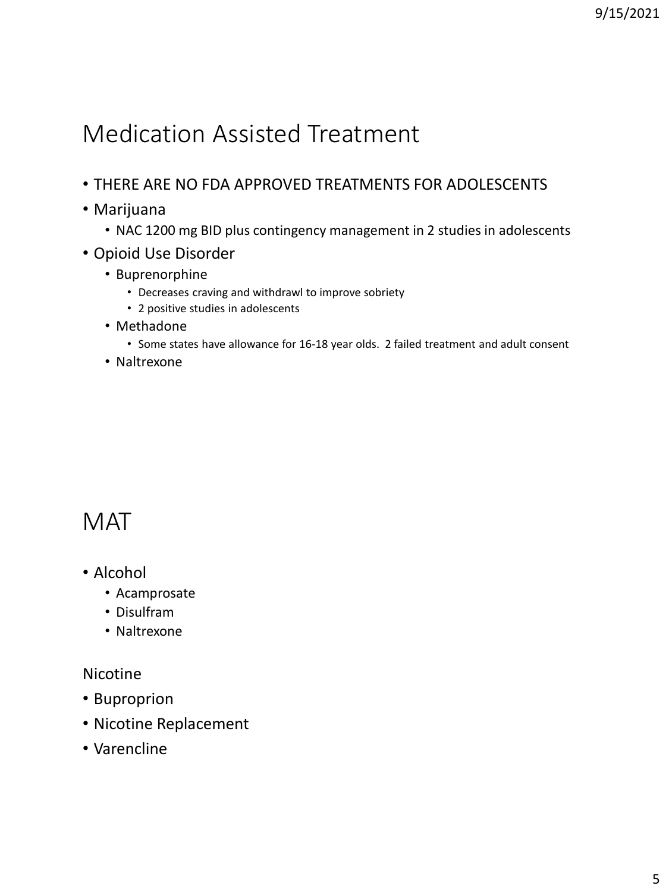# Medication Assisted Treatment

- THERE ARE NO FDA APPROVED TREATMENTS FOR ADOLESCENTS
- Marijuana
  - NAC 1200 mg BID plus contingency management in 2 studies in adolescents
- Opioid Use Disorder
  - Buprenorphine
    - Decreases craving and withdrawl to improve sobriety
    - 2 positive studies in adolescents
  - Methadone
    - Some states have allowance for 16-18 year olds. 2 failed treatment and adult consent
  - Naltrexone

# MAT

- Alcohol
  - Acamprosate
  - Disulfram
  - Naltrexone

Nicotine

- Buproprion
- Nicotine Replacement
- Varencline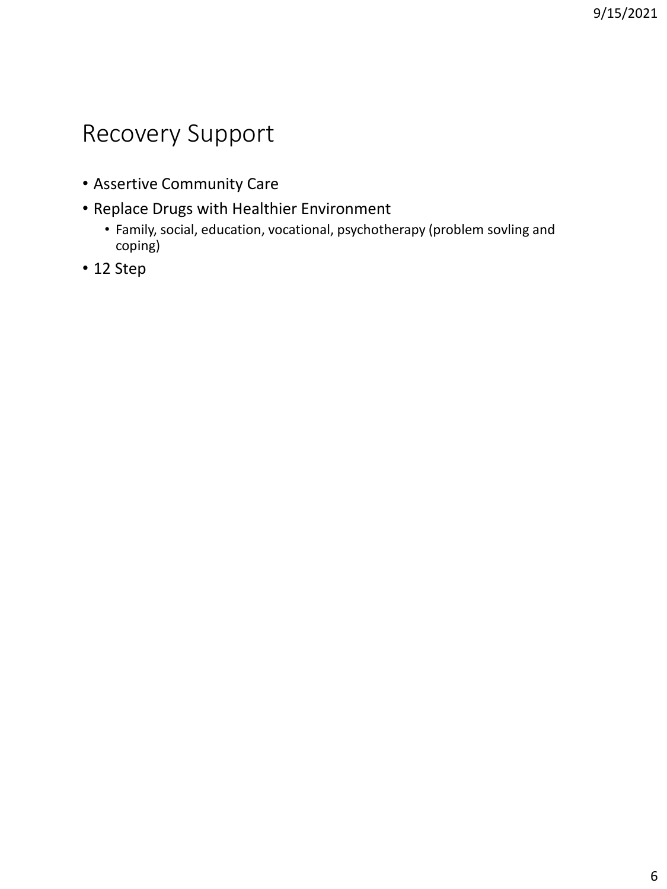# Recovery Support

- Assertive Community Care
- Replace Drugs with Healthier Environment
  - Family, social, education, vocational, psychotherapy (problem sovling and coping)
- 12 Step